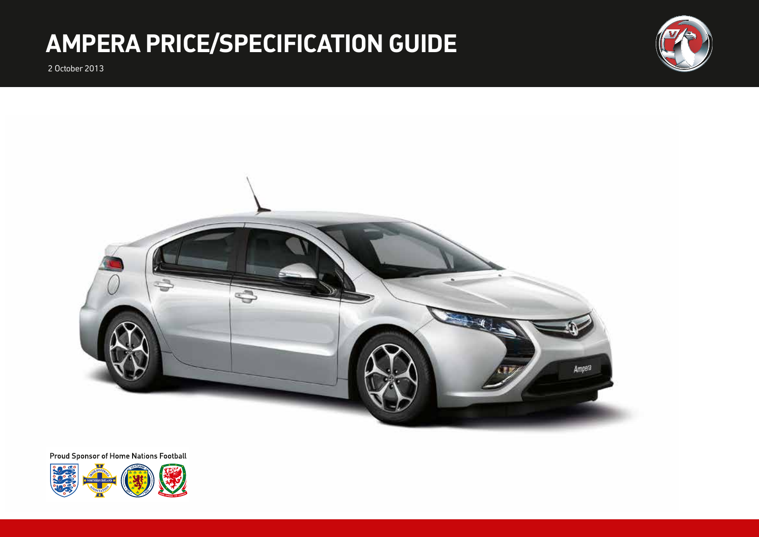# AMPERA PRICE/SPECIFICATION GUIDE

2 October 2013

Proud Sponsor of Home Nations Football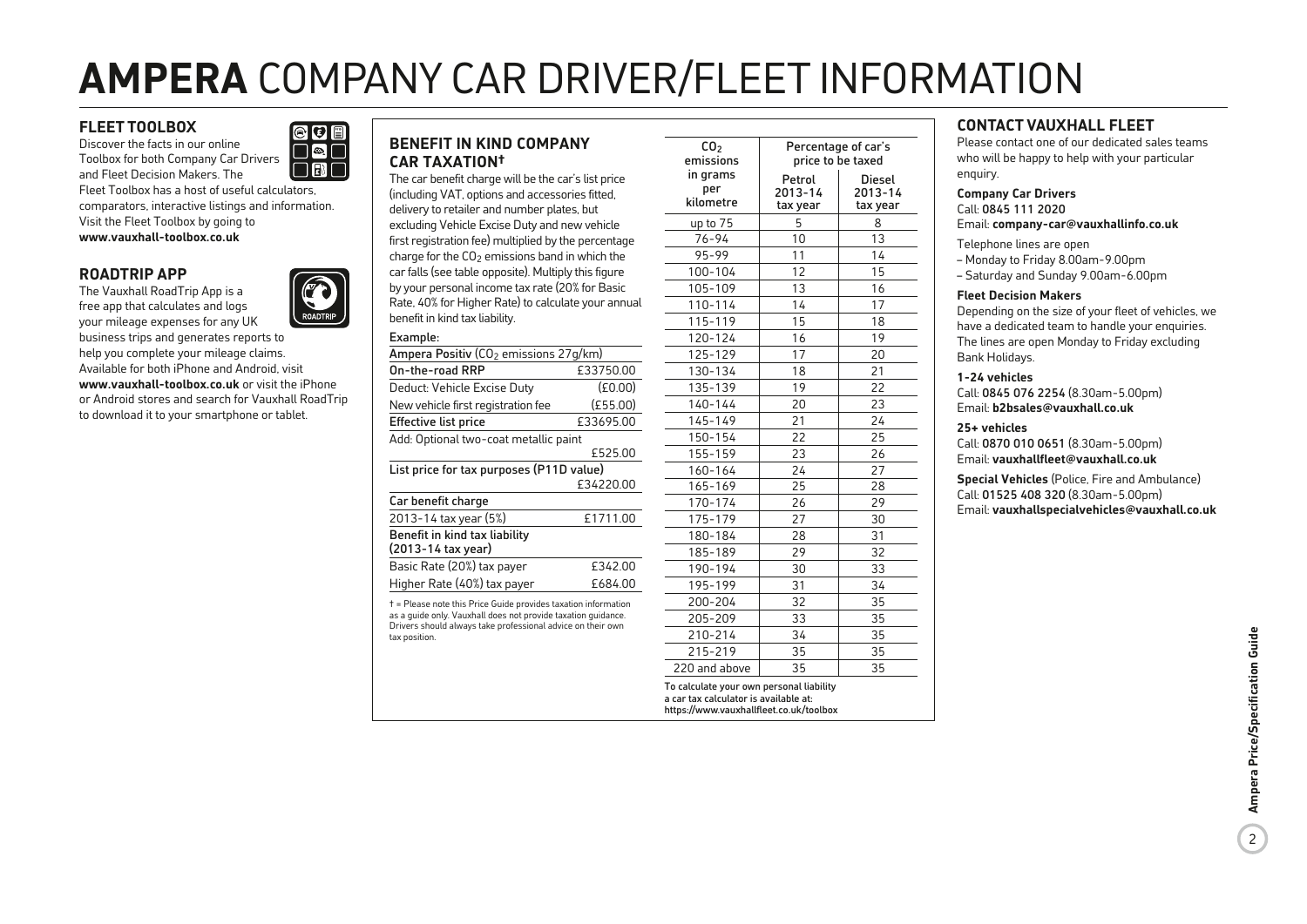# **AMPERA** COMPANY CAR DRIVER/FLEET INFORMATION

## FLEET TOOLBOX

Discover the facts in our online Toolbox for both Company Car Drivers and Fleet Decision Makers. The Fleet Toolbox has a host of useful calculators, comparators, interactive listings and information. Visit the Fleet Toolbox by going to **www.vauxhall-toolbox.co.uk**

## ROADTRIP APP

The Vauxhall RoadTrip App is a free app that calculates and logs your mileage expenses for any UK business trips and generates reports to help you complete your mileage claims. Available for both iPhone and Android, visit **www.vauxhall-toolbox.co.uk** or visit the iPhone or Android stores and search for Vauxhall RoadTrip to download it to your smartphone or tablet.

## BENEFIT IN KIND COMPANY CAR TAXATION†

The car benefit charge will be the car's list price (including VAT, options and accessories fitted, delivery to retailer and number plates, but excluding Vehicle Excise Duty and new vehicle first registration fee) multiplied by the percentage charge for the $CO_2$ emissions band in which the car falls (see table opposite). Multiply this figure by your personal income tax rate (20% for Basic Rate, 40% for Higher Rate) to calculate your annual benefit in kind tax liability.

Example:

| Ampera Positiv ($CO_2$ emissions 27g/km) | |
|---|---|
| On-the-road RRP | £33750.00 |
| Deduct: Vehicle Excise Duty | (£0.00) |
| New vehicle first registration fee | (£55.00) |
| Effective list price | £33695.00 |
| Add: Optional two-coat metallic paint | £525.00 |
| List price for tax purposes (P11D value) | £34220.00 |
| **Car benefit charge** | |
| 2013-14 tax year (5%) | £1711.00 |
| **Benefit in kind tax liability (2013-14 tax year)** | |
| Basic Rate (20%) tax payer | £342.00 |
| Higher Rate (40%) tax payer | £684.00 |

† = Please note this Price Guide provides taxation information as a guide only. Vauxhall does not provide taxation guidance. Drivers should always take professional advice on their own tax position.

| $CO_2$ emissions in grams per kilometre | Percentage of car's price to be taxed | |
|---|---|---|
| | Petrol 2013-14 tax year | Diesel 2013-14 tax year |
| up to 75 | 5 | 8 |
| 76-94 | 10 | 13 |
| 95-99 | 11 | 14 |
| 100-104 | 12 | 15 |
| 105-109 | 13 | 16 |
| 110-114 | 14 | 17 |
| 115-119 | 15 | 18 |
| 120-124 | 16 | 19 |
| 125-129 | 17 | 20 |
| 130-134 | 18 | 21 |
| 135-139 | 19 | 22 |
| 140-144 | 20 | 23 |
| 145-149 | 21 | 24 |
| 150-154 | 22 | 25 |
| 155-159 | 23 | 26 |
| 160-164 | 24 | 27 |
| 165-169 | 25 | 28 |
| 170-174 | 26 | 29 |
| 175-179 | 27 | 30 |
| 180-184 | 28 | 31 |
| 185-189 | 29 | 32 |
| 190-194 | 30 | 33 |
| 195-199 | 31 | 34 |
| 200-204 | 32 | 35 |
| 205-209 | 33 | 35 |
| 210-214 | 34 | 35 |
| 215-219 | 35 | 35 |
| 220 and above | 35 | 35 |

To calculate your own personal liability a car tax calculator is available at: https://www.vauxhallfleet.co.uk/toolbox

## CONTACT VAUXHALL FLEET

Please contact one of our dedicated sales teams who will be happy to help with your particular enquiry.

**Company Car Drivers**
Call: 0845 111 2020
Email: **company-car@vauxhallinfo.co.uk**

Telephone lines are open
– Monday to Friday 8.00am-9.00pm
– Saturday and Sunday 9.00am-6.00pm

**Fleet Decision Makers**
Depending on the size of your fleet of vehicles, we have a dedicated team to handle your enquiries. The lines are open Monday to Friday excluding Bank Holidays.

**1-24 vehicles**
Call: 0845 076 2254 (8.30am-5.00pm)
Email: **b2bsales@vauxhall.co.uk**

**25+ vehicles**
Call: 0870 010 0651 (8.30am-5.00pm)
Email: **vauxhallfleet@vauxhall.co.uk**

**Special Vehicles** (Police, Fire and Ambulance)
Call: 01525 408 320 (8.30am-5.00pm)
Email: **vauxhallspecialvehicles@vauxhall.co.uk**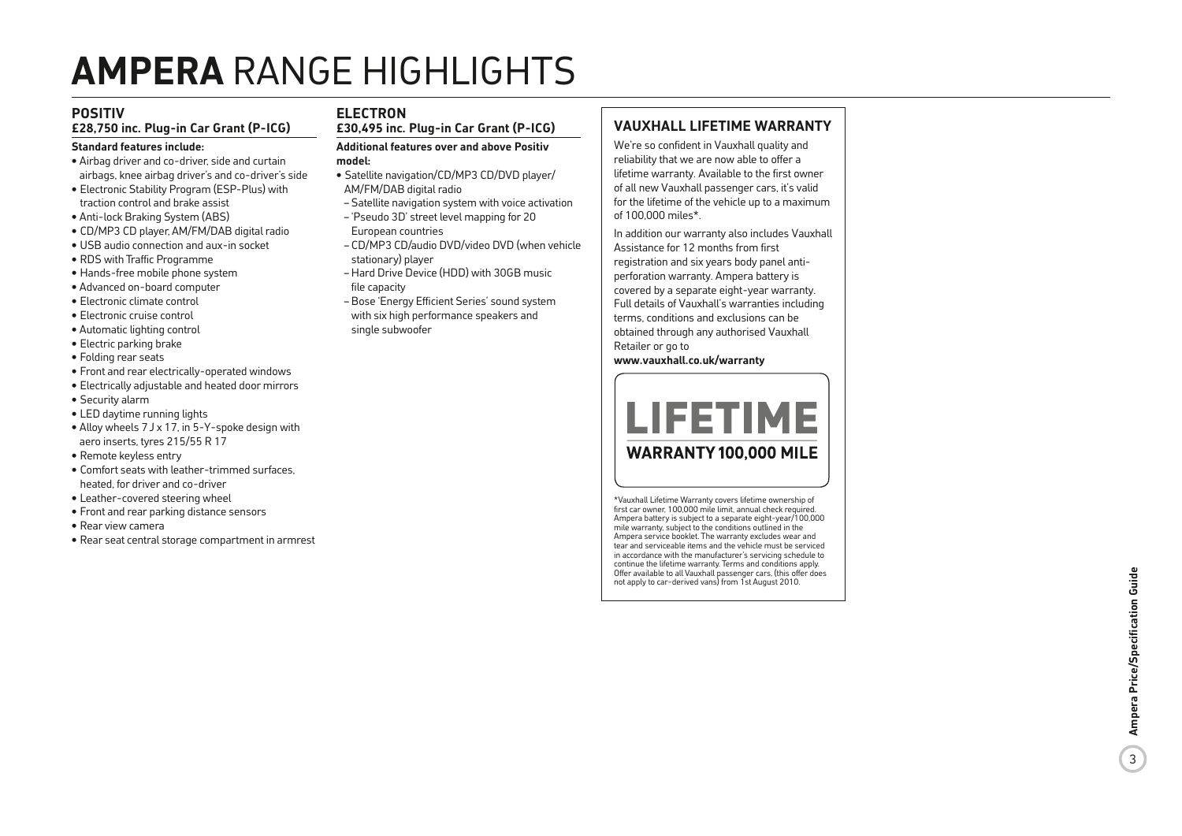# **AMPERA** RANGE HIGHLIGHTS

## POSITIV

### £28,750 inc. Plug-in Car Grant (P-ICG)

**Standard features include:**

- Airbag driver and co-driver, side and curtain airbags, knee airbag driver's and co-driver's side
- Electronic Stability Program (ESP-Plus) with traction control and brake assist
- Anti-lock Braking System (ABS)
- CD/MP3 CD player, AM/FM/DAB digital radio
- USB audio connection and aux-in socket
- RDS with Traffic Programme
- Hands-free mobile phone system
- Advanced on-board computer
- Electronic climate control
- Electronic cruise control
- Automatic lighting control
- Electric parking brake
- Folding rear seats
- Front and rear electrically-operated windows
- Electrically adjustable and heated door mirrors
- Security alarm
- LED daytime running lights
- Alloy wheels 7 J x 17, in 5-Y-spoke design with aero inserts, tyres 215/55 R 17
- Remote keyless entry
- Comfort seats with leather-trimmed surfaces, heated, for driver and co-driver
- Leather-covered steering wheel
- Front and rear parking distance sensors
- Rear view camera
- Rear seat central storage compartment in armrest

## ELECTRON

### £30,495 inc. Plug-in Car Grant (P-ICG)

**Additional features over and above Positiv model:**

- Satellite navigation/CD/MP3 CD/DVD player/ AM/FM/DAB digital radio
  - Satellite navigation system with voice activation
  - 'Pseudo 3D' street level mapping for 20 European countries
  - CD/MP3 CD/audio DVD/video DVD (when vehicle stationary) player
  - Hard Drive Device (HDD) with 30GB music file capacity
  - Bose 'Energy Efficient Series' sound system with six high performance speakers and single subwoofer

## VAUXHALL LIFETIME WARRANTY

We're so confident in Vauxhall quality and reliability that we are now able to offer a lifetime warranty. Available to the first owner of all new Vauxhall passenger cars, it's valid for the lifetime of the vehicle up to a maximum of 100,000 miles*.

In addition our warranty also includes Vauxhall Assistance for 12 months from first registration and six years body panel anti-perforation warranty. Ampera battery is covered by a separate eight-year warranty. Full details of Vauxhall's warranties including terms, conditions and exclusions can be obtained through any authorised Vauxhall Retailer or go to **www.vauxhall.co.uk/warranty**

**LIFETIME**
**WARRANTY 100,000 MILE**

*Vauxhall Lifetime Warranty covers lifetime ownership of first car owner, 100,000 mile limit, annual check required. Ampera battery is subject to a separate eight-year/100,000 mile warranty, subject to the conditions outlined in the Ampera service booklet. The warranty excludes wear and tear and serviceable items and the vehicle must be serviced in accordance with the manufacturer's servicing schedule to continue the lifetime warranty. Terms and conditions apply. Offer available to all Vauxhall passenger cars, (this offer does not apply to car-derived vans) from 1st August 2010.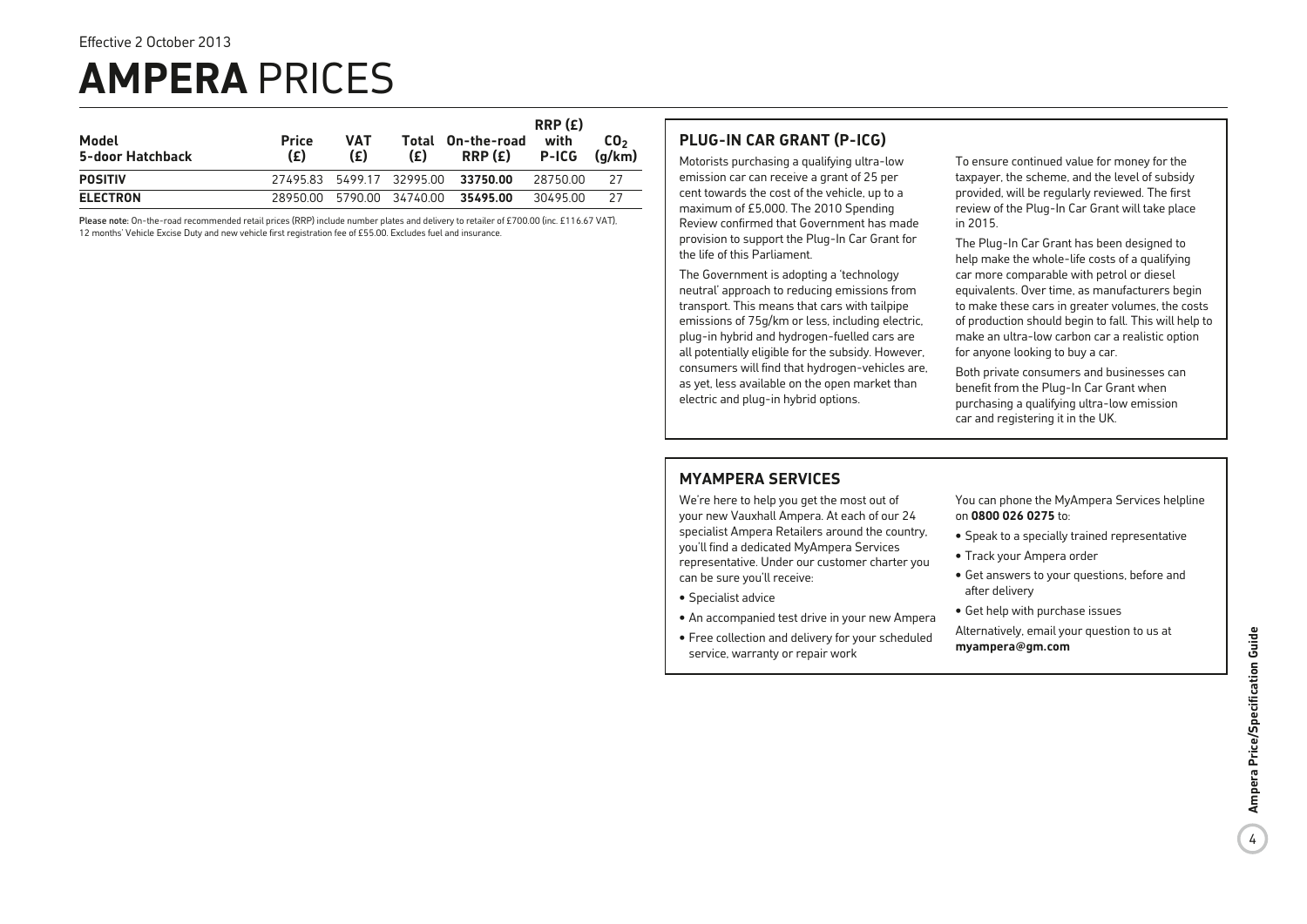Effective 2 October 2013

# AMPERA PRICES

| Model 5-door Hatchback | Price (£) | VAT (£) | Total (£) | On-the-road RRP (£) | RRP (£) with P-ICG | $CO_2$ (g/km) |
|---|---|---|---|---|---|---|
| **POSITIV** | 27495.83 | 5499.17 | 32995.00 | **33750.00** | 28750.00 | 27 |
| **ELECTRON** | 28950.00 | 5790.00 | 34740.00 | **35495.00** | 30495.00 | 27 |

**Please note:** On-the-road recommended retail prices (RRP) include number plates and delivery to retailer of £700.00 (inc. £116.67 VAT), 12 months' Vehicle Excise Duty and new vehicle first registration fee of £55.00. Excludes fuel and insurance.

## PLUG-IN CAR GRANT (P-ICG)

Motorists purchasing a qualifying ultra-low emission car can receive a grant of 25 per cent towards the cost of the vehicle, up to a maximum of £5,000. The 2010 Spending Review confirmed that Government has made provision to support the Plug-In Car Grant for the life of this Parliament.

The Government is adopting a 'technology neutral' approach to reducing emissions from transport. This means that cars with tailpipe emissions of 75g/km or less, including electric, plug-in hybrid and hydrogen-fuelled cars are all potentially eligible for the subsidy. However, consumers will find that hydrogen-vehicles are, as yet, less available on the open market than electric and plug-in hybrid options.

To ensure continued value for money for the taxpayer, the scheme, and the level of subsidy provided, will be regularly reviewed. The first review of the Plug-In Car Grant will take place in 2015.

The Plug-In Car Grant has been designed to help make the whole-life costs of a qualifying car more comparable with petrol or diesel equivalents. Over time, as manufacturers begin to make these cars in greater volumes, the costs of production should begin to fall. This will help to make an ultra-low carbon car a realistic option for anyone looking to buy a car.

Both private consumers and businesses can benefit from the Plug-In Car Grant when purchasing a qualifying ultra-low emission car and registering it in the UK.

## MYAMPERA SERVICES

We're here to help you get the most out of your new Vauxhall Ampera. At each of our 24 specialist Ampera Retailers around the country, you'll find a dedicated MyAmpera Services representative. Under our customer charter you can be sure you'll receive:

- Specialist advice
- An accompanied test drive in your new Ampera
- Free collection and delivery for your scheduled service, warranty or repair work

You can phone the MyAmpera Services helpline on **0800 026 0275** to:

- Speak to a specially trained representative
- Track your Ampera order
- Get answers to your questions, before and after delivery
- Get help with purchase issues

Alternatively, email your question to us at **myampera@gm.com**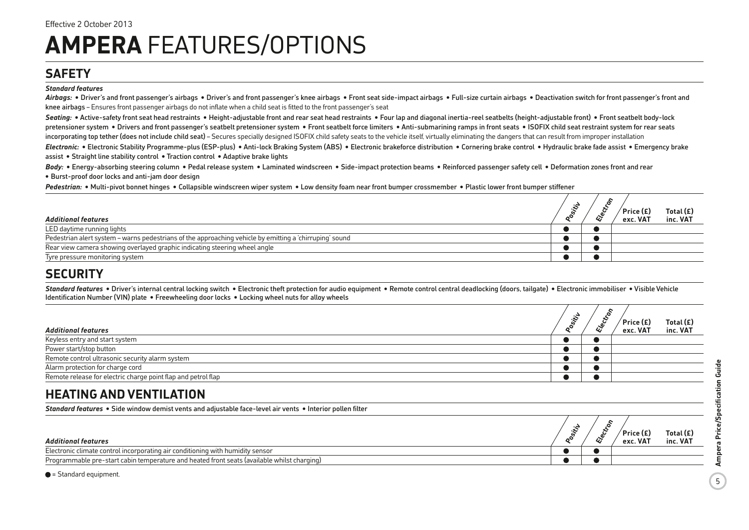Effective 2 October 2013

# AMPERA FEATURES/OPTIONS

## SAFETY

***Standard features***

***Airbags:*** • Driver's and front passenger's airbags • Driver's and front passenger's knee airbags • Front seat side-impact airbags • Full-size curtain airbags • Deactivation switch for front passenger's front and knee airbags – Ensures front passenger airbags do not inflate when a child seat is fitted to the front passenger's seat

***Seating:*** • Active-safety front seat head restraints • Height-adjustable front and rear seat head restraints • Four lap and diagonal inertia-reel seatbelts (height-adjustable front) • Front seatbelt body-lock pretensioner system • Drivers and front passenger's seatbelt pretensioner system • Front seatbelt force limiters • Anti-submarining ramps in front seats • ISOFIX child seat restraint system for rear seats incorporating top tether (does not include child seat) – Secures specially designed ISOFIX child safety seats to the vehicle itself, virtually eliminating the dangers that can result from improper installation

***Electronic:*** • Electronic Stability Programme-plus (ESP-plus) • Anti-lock Braking System (ABS) • Electronic brakeforce distribution • Cornering brake control • Hydraulic brake fade assist • Emergency brake assist • Straight line stability control • Traction control • Adaptive brake lights

***Body:*** • Energy-absorbing steering column • Pedal release system • Laminated windscreen • Side-impact protection beams • Reinforced passenger safety cell • Deformation zones front and rear • Burst-proof door locks and anti-jam door design

***Pedestrian:*** • Multi-pivot bonnet hinges • Collapsible windscreen wiper system • Low density foam near front bumper crossmember • Plastic lower front bumper stiffener

| *Additional features* | Positiv | Electron | Price (£) exc. VAT | Total (£) inc. VAT |
|---|---|---|---|---|
| LED daytime running lights | ● | ● | | |
| Pedestrian alert system – warns pedestrians of the approaching vehicle by emitting a 'chirruping' sound | ● | ● | | |
| Rear view camera showing overlayed graphic indicating steering wheel angle | ● | ● | | |
| Tyre pressure monitoring system | ● | ● | | |

## SECURITY

***Standard features*** • Driver's internal central locking switch • Electronic theft protection for audio equipment • Remote control central deadlocking (doors, tailgate) • Electronic immobiliser • Visible Vehicle Identification Number (VIN) plate • Freewheeling door locks • Locking wheel nuts for alloy wheels

| *Additional features* | Positiv | Electron | Price (£) exc. VAT | Total (£) inc. VAT |
|---|---|---|---|---|
| Keyless entry and start system | ● | ● | | |
| Power start/stop button | ● | ● | | |
| Remote control ultrasonic security alarm system | ● | ● | | |
| Alarm protection for charge cord | ● | ● | | |
| Remote release for electric charge point flap and petrol flap | ● | ● | | |

## HEATING AND VENTILATION

***Standard features*** • Side window demist vents and adjustable face-level air vents • Interior pollen filter

| *Additional features* | Positiv | Electron | Price (£) exc. VAT | Total (£) inc. VAT |
|---|---|---|---|---|
| Electronic climate control incorporating air conditioning with humidity sensor | ● | ● | | |
| Programmable pre-start cabin temperature and heated front seats (available whilst charging) | ● | ● | | |

● = Standard equipment.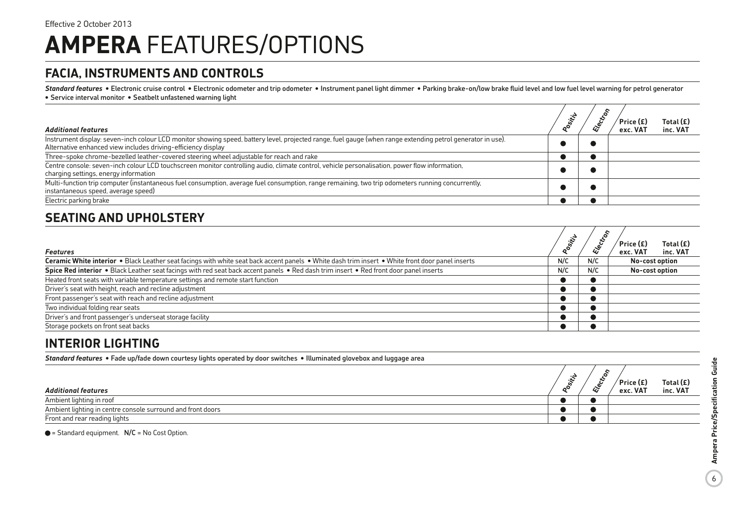Effective 2 October 2013

# AMPERA FEATURES/OPTIONS

## FACIA, INSTRUMENTS AND CONTROLS

***Standard features*** • Electronic cruise control • Electronic odometer and trip odometer • Instrument panel light dimmer • Parking brake-on/low brake fluid level and low fuel level warning for petrol generator • Service interval monitor • Seatbelt unfastened warning light

| *Additional features* | Positiv | Electron | Price (£) exc. VAT | Total (£) inc. VAT |
|---|---|---|---|---|
| Instrument display: seven-inch colour LCD monitor showing speed, battery level, projected range, fuel gauge (when range extending petrol generator in use). Alternative enhanced view includes driving-efficiency display | ● | ● | | |
| Three-spoke chrome-bezelled leather-covered steering wheel adjustable for reach and rake | ● | ● | | |
| Centre console: seven-inch colour LCD touchscreen monitor controlling audio, climate control, vehicle personalisation, power flow information, charging settings, energy information | ● | ● | | |
| Multi-function trip computer (instantaneous fuel consumption, average fuel consumption, range remaining, two trip odometers running concurrently, instantaneous speed, average speed) | ● | ● | | |
| Electric parking brake | ● | ● | | |

## SEATING AND UPHOLSTERY

| *Features* | Positiv | Electron | Price (£) exc. VAT | Total (£) inc. VAT |
|---|---|---|---|---|
| **Ceramic White interior** • Black Leather seat facings with white seat back accent panels • White dash trim insert • White front door panel inserts | N/C | N/C | No-cost option | |
| **Spice Red interior** • Black Leather seat facings with red seat back accent panels • Red dash trim insert • Red front door panel inserts | N/C | N/C | No-cost option | |
| Heated front seats with variable temperature settings and remote start function | ● | ● | | |
| Driver's seat with height, reach and recline adjustment | ● | ● | | |
| Front passenger's seat with reach and recline adjustment | ● | ● | | |
| Two individual folding rear seats | ● | ● | | |
| Driver's and front passenger's underseat storage facility | ● | ● | | |
| Storage pockets on front seat backs | ● | ● | | |

## INTERIOR LIGHTING

***Standard features*** • Fade up/fade down courtesy lights operated by door switches • Illuminated glovebox and luggage area

| *Additional features* | Positiv | Electron | Price (£) exc. VAT | Total (£) inc. VAT |
|---|---|---|---|---|
| Ambient lighting in roof | ● | ● | | |
| Ambient lighting in centre console surround and front doors | ● | ● | | |
| Front and rear reading lights | ● | ● | | |

● = Standard equipment. **N/C** = No Cost Option.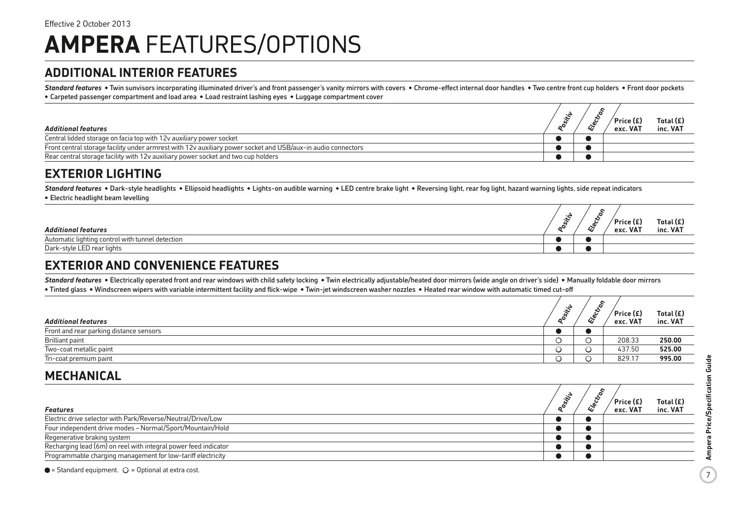Effective 2 October 2013

# **AMPERA** FEATURES/OPTIONS

## ADDITIONAL INTERIOR FEATURES

***Standard features*** • Twin sunvisors incorporating illuminated driver's and front passenger's vanity mirrors with covers • Chrome-effect internal door handles • Two centre front cup holders • Front door pockets • Carpeted passenger compartment and load area • Load restraint lashing eyes • Luggage compartment cover

| *Additional features* | Positiv | Electron | Price (£) exc. VAT | Total (£) inc. VAT |
|---|---|---|---|---|
| Central lidded storage on facia top with 12v auxiliary power socket | ● | ● | | |
| Front central storage facility under armrest with 12v auxiliary power socket and USB/aux-in audio connectors | ● | ● | | |
| Rear central storage facility with 12v auxiliary power socket and two cup holders | ● | ● | | |

## EXTERIOR LIGHTING

***Standard features*** • Dark-style headlights • Ellipsoid headlights • Lights-on audible warning • LED centre brake light • Reversing light, rear fog light, hazard warning lights, side repeat indicators • Electric headlight beam levelling

| *Additional features* | Positiv | Electron | Price (£) exc. VAT | Total (£) inc. VAT |
|---|---|---|---|---|
| Automatic lighting control with tunnel detection | ● | ● | | |
| Dark-style LED rear lights | ● | ● | | |

## EXTERIOR AND CONVENIENCE FEATURES

***Standard features*** • Electrically operated front and rear windows with child safety locking • Twin electrically adjustable/heated door mirrors (wide angle on driver's side) • Manually foldable door mirrors • Tinted glass • Windscreen wipers with variable intermittent facility and flick-wipe • Twin-jet windscreen washer nozzles • Heated rear window with automatic timed cut-off

| *Additional features* | Positiv | Electron | Price (£) exc. VAT | Total (£) inc. VAT |
|---|---|---|---|---|
| Front and rear parking distance sensors | ● | ● | | |
| Brilliant paint | ○ | ○ | 208.33 | **250.00** |
| Two-coat metallic paint | ○ | ○ | 437.50 | **525.00** |
| Tri-coat premium paint | ○ | ○ | 829.17 | **995.00** |

## MECHANICAL

| *Features* | Positiv | Electron | Price (£) exc. VAT | Total (£) inc. VAT |
|---|---|---|---|---|
| Electric drive selector with Park/Reverse/Neutral/Drive/Low | ● | ● | | |
| Four independent drive modes – Normal/Sport/Mountain/Hold | ● | ● | | |
| Regenerative braking system | ● | ● | | |
| Recharging lead (6m) on reel with integral power feed indicator | ● | ● | | |
| Programmable charging management for low-tariff electricity | ● | ● | | |

● = Standard equipment. ○ = Optional at extra cost.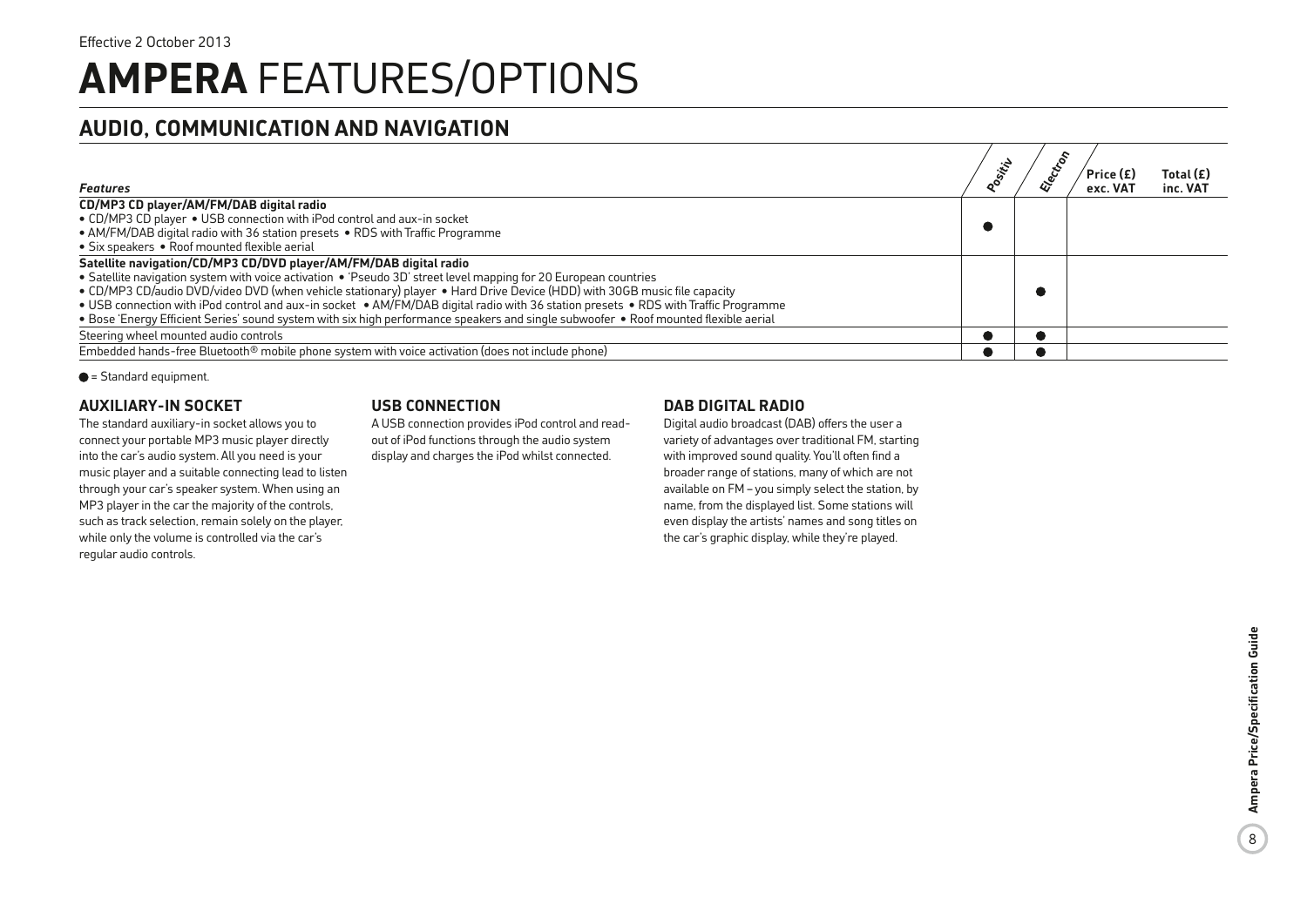Effective 2 October 2013

# AMPERA FEATURES/OPTIONS

## AUDIO, COMMUNICATION AND NAVIGATION

| *Features* | Positiv | Electron | Price (£) exc. VAT | Total (£) inc. VAT |
|---|---|---|---|---|
| **CD/MP3 CD player/AM/FM/DAB digital radio**<br>• CD/MP3 CD player • USB connection with iPod control and aux-in socket<br>• AM/FM/DAB digital radio with 36 station presets • RDS with Traffic Programme<br>• Six speakers • Roof mounted flexible aerial | ● | | | |
| **Satellite navigation/CD/MP3 CD/DVD player/AM/FM/DAB digital radio**<br>• Satellite navigation system with voice activation • 'Pseudo 3D' street level mapping for 20 European countries<br>• CD/MP3 CD/audio DVD/video DVD (when vehicle stationary) player • Hard Drive Device (HDD) with 30GB music file capacity<br>• USB connection with iPod control and aux-in socket • AM/FM/DAB digital radio with 36 station presets • RDS with Traffic Programme<br>• Bose 'Energy Efficient Series' sound system with six high performance speakers and single subwoofer • Roof mounted flexible aerial | | ● | | |
| Steering wheel mounted audio controls | ● | ● | | |
| Embedded hands-free Bluetooth® mobile phone system with voice activation (does not include phone) | ● | ● | | |

● = Standard equipment.

### AUXILIARY-IN SOCKET

The standard auxiliary-in socket allows you to connect your portable MP3 music player directly into the car's audio system. All you need is your music player and a suitable connecting lead to listen through your car's speaker system. When using an MP3 player in the car the majority of the controls, such as track selection, remain solely on the player, while only the volume is controlled via the car's regular audio controls.

### USB CONNECTION

A USB connection provides iPod control and read-out of iPod functions through the audio system display and charges the iPod whilst connected.

### DAB DIGITAL RADIO

Digital audio broadcast (DAB) offers the user a variety of advantages over traditional FM, starting with improved sound quality. You'll often find a broader range of stations, many of which are not available on FM – you simply select the station, by name, from the displayed list. Some stations will even display the artists' names and song titles on the car's graphic display, while they're played.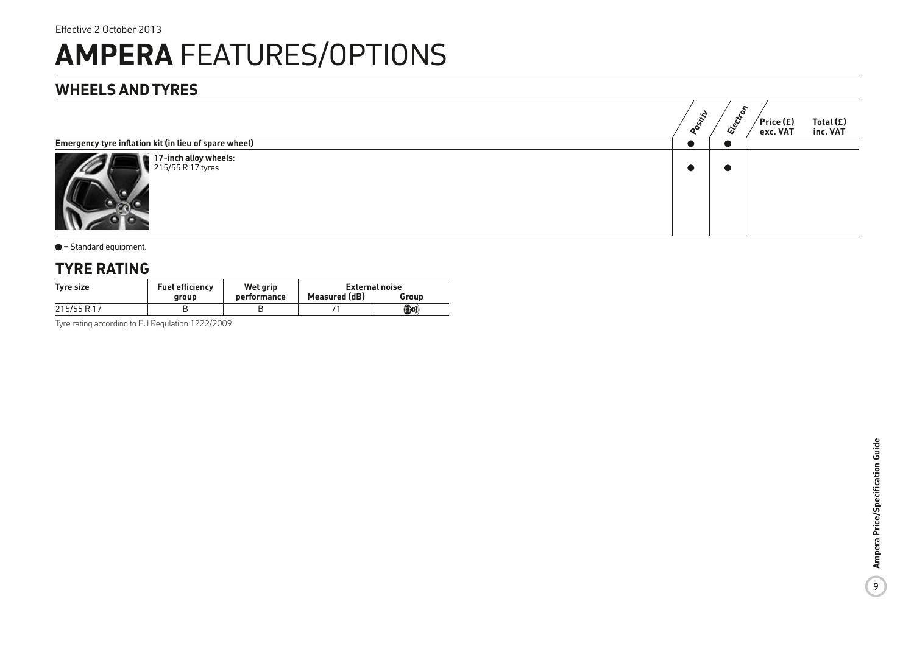Effective 2 October 2013

# AMPERA FEATURES/OPTIONS

## WHEELS AND TYRES

| | Positiv | Electron | Price (£) exc. VAT | Total (£) inc. VAT |
|---|---|---|---|---|
| **Emergency tyre inflation kit (in lieu of spare wheel)** | ● | ● | | |
| **17-inch alloy wheels:** 215/55 R 17 tyres | ● | ● | | |

● = Standard equipment.

## TYRE RATING

| Tyre size | Fuel efficiency group | Wet grip performance | External noise | |
|---|---|---|---|---|
| | | | Measured (dB) | Group |
| 215/55 R 17 | B | B | 71 | 🔊 |

Tyre rating according to EU Regulation 1222/2009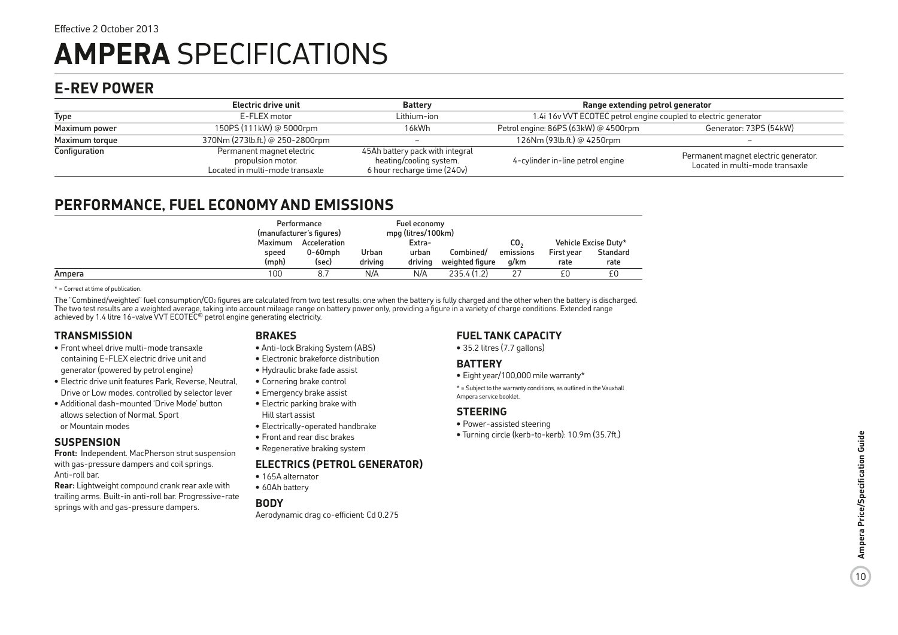Effective 2 October 2013

# AMPERA SPECIFICATIONS

## E-REV POWER

| | Electric drive unit | Battery | Range extending petrol generator | |
|---|---|---|---|---|
| Type | E-FLEX motor | Lithium-ion | 1.4i 16v VVT ECOTEC petrol engine coupled to electric generator | |
| Maximum power | 150PS (111kW) @ 5000rpm | 16kWh | Petrol engine: 86PS (63kW) @ 4500rpm | Generator: 73PS (54kW) |
| Maximum torque | 370Nm (273lb.ft.) @ 250-2800rpm | – | 126Nm (93lb.ft.) @ 4250rpm | – |
| Configuration | Permanent magnet electric propulsion motor. Located in multi-mode transaxle | 45Ah battery pack with integral heating/cooling system. 6 hour recharge time (240v) | 4-cylinder in-line petrol engine | Permanent magnet electric generator. Located in multi-mode transaxle |

## PERFORMANCE, FUEL ECONOMY AND EMISSIONS

| | Performance (manufacturer's figures) | | Fuel economy mpg (litres/100km) | | | | Vehicle Excise Duty* | |
|---|---|---|---|---|---|---|---|---|
| | Maximum speed (mph) | Acceleration 0-60mph (sec) | Urban driving | Extra-urban driving | Combined/ weighted figure | $CO_2$ emissions g/km | First year rate | Standard rate |
| Ampera | 100 | 8.7 | N/A | N/A | 235.4 (1.2) | 27 | £0 | £0 |

* = Correct at time of publication.

The "Combined/weighted" fuel consumption/$CO_2$ figures are calculated from two test results: one when the battery is fully charged and the other when the battery is discharged. The two test results are a weighted average, taking into account mileage range on battery power only, providing a figure in a variety of charge conditions. Extended range achieved by 1.4 litre 16-valve VVT ECOTEC® petrol engine generating electricity.

### TRANSMISSION

- Front wheel drive multi-mode transaxle containing E-FLEX electric drive unit and generator (powered by petrol engine)
- Electric drive unit features Park, Reverse, Neutral, Drive or Low modes, controlled by selector lever
- Additional dash-mounted 'Drive Mode' button allows selection of Normal, Sport or Mountain modes

### SUSPENSION

**Front:** Independent. MacPherson strut suspension with gas-pressure dampers and coil springs. Anti-roll bar.

**Rear:** Lightweight compound crank rear axle with trailing arms. Built-in anti-roll bar. Progressive-rate springs with and gas-pressure dampers.

### BRAKES

- Anti-lock Braking System (ABS)
- Electronic brakeforce distribution
- Hydraulic brake fade assist
- Cornering brake control
- Emergency brake assist
- Electric parking brake with Hill start assist
- Electrically-operated handbrake
- Front and rear disc brakes
- Regenerative braking system

### ELECTRICS (PETROL GENERATOR)

- 165A alternator
- 60Ah battery

### BODY

Aerodynamic drag co-efficient: Cd 0.275

### FUEL TANK CAPACITY

- 35.2 litres (7.7 gallons)

### BATTERY

- Eight year/100,000 mile warranty*

* = Subject to the warranty conditions, as outlined in the Vauxhall Ampera service booklet.

### STEERING

- Power-assisted steering
- Turning circle (kerb-to-kerb): 10.9m (35.7ft.)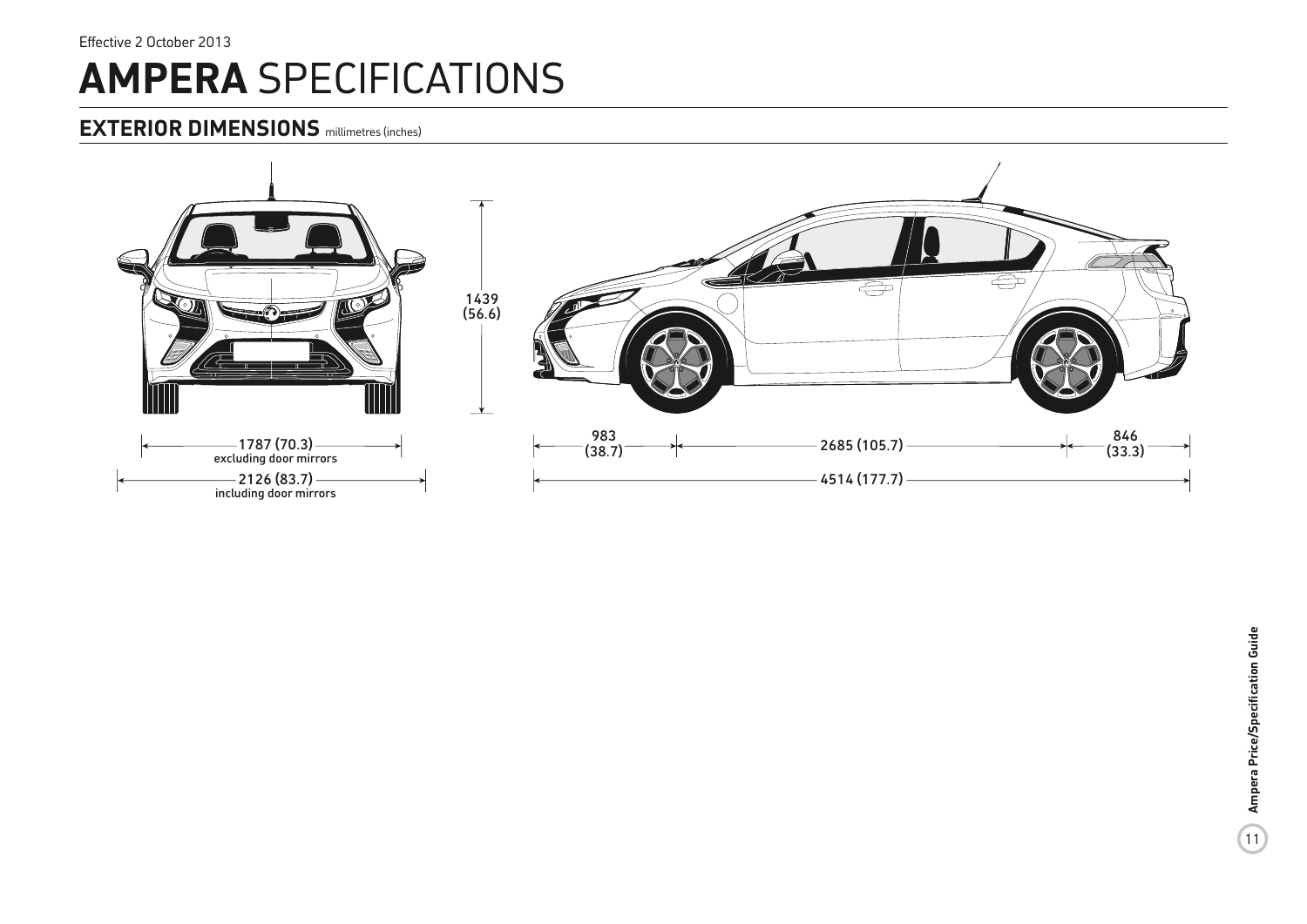Effective 2 October 2013

# **AMPERA** SPECIFICATIONS

## **EXTERIOR DIMENSIONS** millimetres (inches)

1439 (56.6)

1787 (70.3) excluding door mirrors

2126 (83.7) including door mirrors

983 (38.7)

2685 (105.7)

846 (33.3)

4514 (177.7)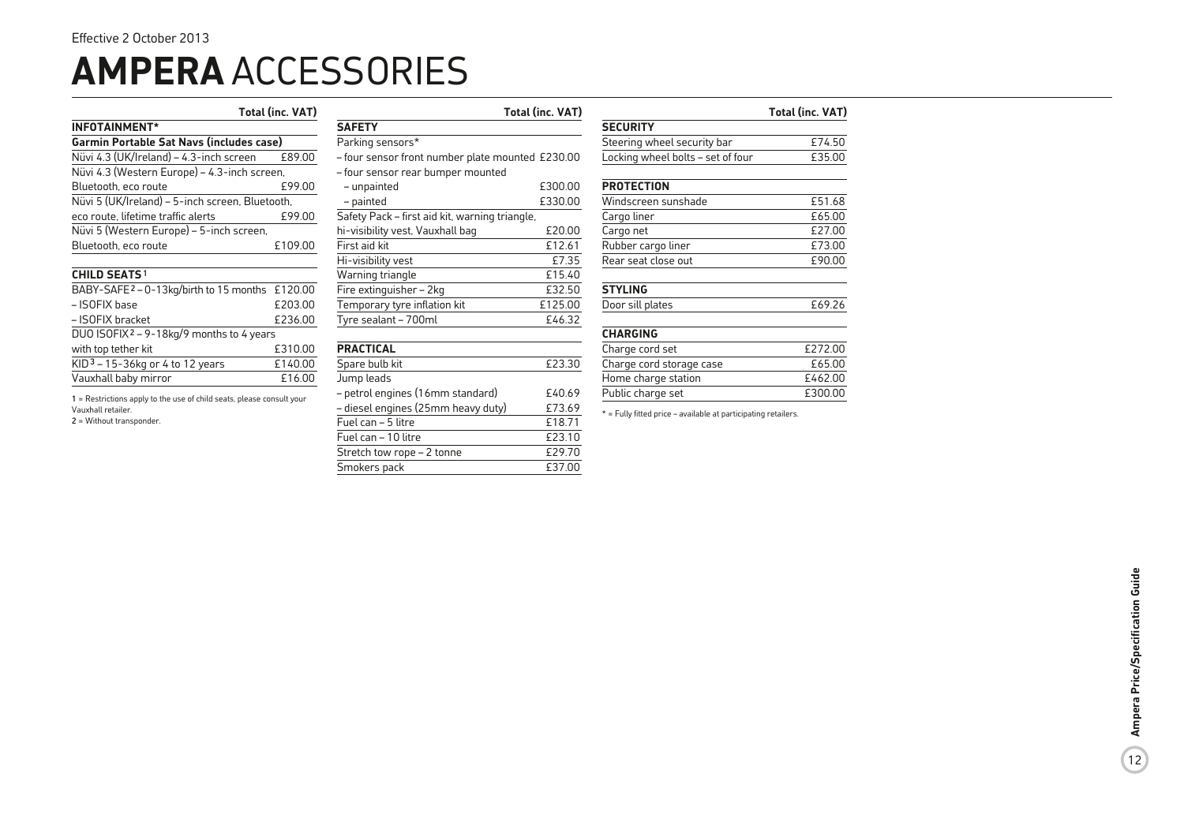Effective 2 October 2013

# AMPERA ACCESSORIES

| INFOTAINMENT* | Total (inc. VAT) |
| --- | --- |
| **Garmin Portable Sat Navs (includes case)** | |
| Nüvi 4.3 (UK/Ireland) – 4.3-inch screen | £89.00 |
| Nüvi 4.3 (Western Europe) – 4.3-inch screen, Bluetooth, eco route | £99.00 |
| Nüvi 5 (UK/Ireland) – 5-inch screen, Bluetooth, eco route, lifetime traffic alerts | £99.00 |
| Nüvi 5 (Western Europe) – 5-inch screen, Bluetooth, eco route | £109.00 |

| CHILD SEATS[1] | Total (inc. VAT) |
| --- | --- |
| BABY-SAFE[2] – 0-13kg/birth to 15 months | £120.00 |
| – ISOFIX base | £203.00 |
| – ISOFIX bracket | £236.00 |
| DUO ISOFIX[2] – 9-18kg/9 months to 4 years with top tether kit | £310.00 |
| KID[3] – 15-36kg or 4 to 12 years | £140.00 |
| Vauxhall baby mirror | £16.00 |

1 = Restrictions apply to the use of child seats, please consult your Vauxhall retailer.
2 = Without transponder.

| SAFETY | Total (inc. VAT) |
| --- | --- |
| Parking sensors* | |
| – four sensor front number plate mounted | £230.00 |
| – four sensor rear bumper mounted | |
| – unpainted | £300.00 |
| – painted | £330.00 |
| Safety Pack – first aid kit, warning triangle, hi-visibility vest, Vauxhall bag | £20.00 |
| First aid kit | £12.61 |
| Hi-visibility vest | £7.35 |
| Warning triangle | £15.40 |
| Fire extinguisher – 2kg | £32.50 |
| Temporary tyre inflation kit | £125.00 |
| Tyre sealant – 700ml | £46.32 |

| PRACTICAL | Total (inc. VAT) |
| --- | --- |
| Spare bulb kit | £23.30 |
| Jump leads | |
| – petrol engines (16mm standard) | £40.69 |
| – diesel engines (25mm heavy duty) | £73.69 |
| Fuel can – 5 litre | £18.71 |
| Fuel can – 10 litre | £23.10 |
| Stretch tow rope – 2 tonne | £29.70 |
| Smokers pack | £37.00 |

| SECURITY | Total (inc. VAT) |
| --- | --- |
| Steering wheel security bar | £74.50 |
| Locking wheel bolts – set of four | £35.00 |

| PROTECTION | Total (inc. VAT) |
| --- | --- |
| Windscreen sunshade | £51.68 |
| Cargo liner | £65.00 |
| Cargo net | £27.00 |
| Rubber cargo liner | £73.00 |
| Rear seat close out | £90.00 |

| STYLING | Total (inc. VAT) |
| --- | --- |
| Door sill plates | £69.26 |

| CHARGING | Total (inc. VAT) |
| --- | --- |
| Charge cord set | £272.00 |
| Charge cord storage case | £65.00 |
| Home charge station | £462.00 |
| Public charge set | £300.00 |

* = Fully fitted price – available at participating retailers.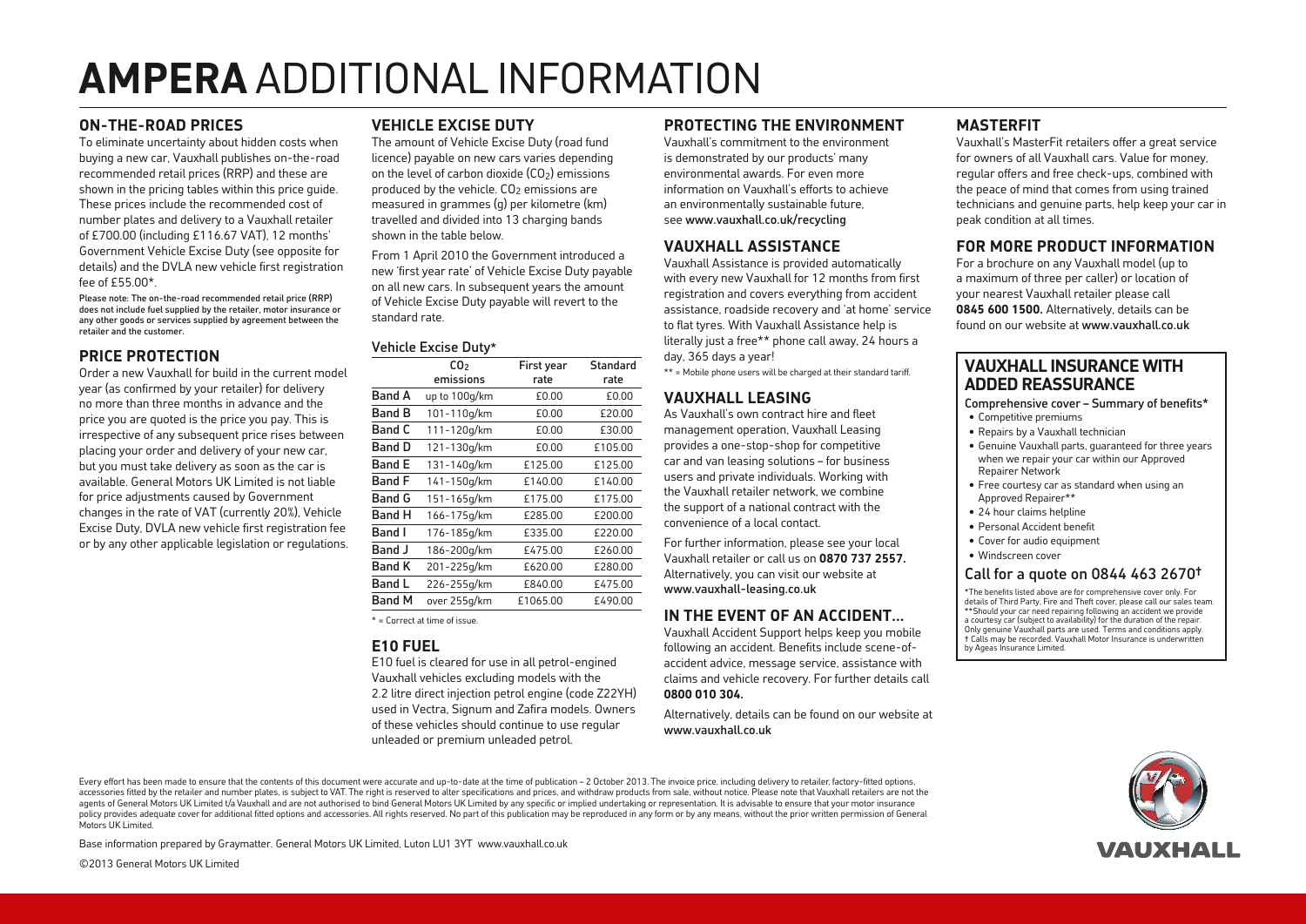# **AMPERA** ADDITIONAL INFORMATION

## ON-THE-ROAD PRICES

To eliminate uncertainty about hidden costs when buying a new car, Vauxhall publishes on-the-road recommended retail prices (RRP) and these are shown in the pricing tables within this price guide. These prices include the recommended cost of number plates and delivery to a Vauxhall retailer of £700.00 (including £116.67 VAT), 12 months' Government Vehicle Excise Duty (see opposite for details) and the DVLA new vehicle first registration fee of £55.00*.

Please note: The on-the-road recommended retail price (RRP) does not include fuel supplied by the retailer, motor insurance or any other goods or services supplied by agreement between the retailer and the customer.

## PRICE PROTECTION

Order a new Vauxhall for build in the current model year (as confirmed by your retailer) for delivery no more than three months in advance and the price you are quoted is the price you pay. This is irrespective of any subsequent price rises between placing your order and delivery of your new car, but you must take delivery as soon as the car is available. General Motors UK Limited is not liable for price adjustments caused by Government changes in the rate of VAT (currently 20%), Vehicle Excise Duty, DVLA new vehicle first registration fee or by any other applicable legislation or regulations.

## VEHICLE EXCISE DUTY

The amount of Vehicle Excise Duty (road fund licence) payable on new cars varies depending on the level of carbon dioxide ($CO_2$) emissions produced by the vehicle. $CO_2$ emissions are measured in grammes (g) per kilometre (km) travelled and divided into 13 charging bands shown in the table below.

From 1 April 2010 the Government introduced a new 'first year rate' of Vehicle Excise Duty payable on all new cars. In subsequent years the amount of Vehicle Excise Duty payable will revert to the standard rate.

### Vehicle Excise Duty*

| | $CO_2$ emissions | First year rate | Standard rate |
|---|---|---|---|
| Band A | up to 100g/km | £0.00 | £0.00 |
| Band B | 101-110g/km | £0.00 | £20.00 |
| Band C | 111-120g/km | £0.00 | £30.00 |
| Band D | 121-130g/km | £0.00 | £105.00 |
| Band E | 131-140g/km | £125.00 | £125.00 |
| Band F | 141-150g/km | £140.00 | £140.00 |
| Band G | 151-165g/km | £175.00 | £175.00 |
| Band H | 166-175g/km | £285.00 | £200.00 |
| Band I | 176-185g/km | £335.00 | £220.00 |
| Band J | 186-200g/km | £475.00 | £260.00 |
| Band K | 201-225g/km | £620.00 | £280.00 |
| Band L | 226-255g/km | £840.00 | £475.00 |
| Band M | over 255g/km | £1065.00 | £490.00 |

* = Correct at time of issue.

## E10 FUEL

E10 fuel is cleared for use in all petrol-engined Vauxhall vehicles excluding models with the 2.2 litre direct injection petrol engine (code Z22YH) used in Vectra, Signum and Zafira models. Owners of these vehicles should continue to use regular unleaded or premium unleaded petrol.

## PROTECTING THE ENVIRONMENT

Vauxhall's commitment to the environment is demonstrated by our products' many environmental awards. For even more information on Vauxhall's efforts to achieve an environmentally sustainable future, see www.vauxhall.co.uk/recycling

## VAUXHALL ASSISTANCE

Vauxhall Assistance is provided automatically with every new Vauxhall for 12 months from first registration and covers everything from accident assistance, roadside recovery and 'at home' service to flat tyres. With Vauxhall Assistance help is literally just a free** phone call away, 24 hours a day, 365 days a year!

** = Mobile phone users will be charged at their standard tariff.

## VAUXHALL LEASING

As Vauxhall's own contract hire and fleet management operation, Vauxhall Leasing provides a one-stop-shop for competitive car and van leasing solutions – for business users and private individuals. Working with the Vauxhall retailer network, we combine the support of a national contract with the convenience of a local contact.

For further information, please see your local Vauxhall retailer or call us on **0870 737 2557.** Alternatively, you can visit our website at www.vauxhall-leasing.co.uk

## IN THE EVENT OF AN ACCIDENT...

Vauxhall Accident Support helps keep you mobile following an accident. Benefits include scene-of-accident advice, message service, assistance with claims and vehicle recovery. For further details call **0800 010 304.**

Alternatively, details can be found on our website at www.vauxhall.co.uk

## MASTERFIT

Vauxhall's MasterFit retailers offer a great service for owners of all Vauxhall cars. Value for money, regular offers and free check-ups, combined with the peace of mind that comes from using trained technicians and genuine parts, help keep your car in peak condition at all times.

## FOR MORE PRODUCT INFORMATION

For a brochure on any Vauxhall model (up to a maximum of three per caller) or location of your nearest Vauxhall retailer please call **0845 600 1500.** Alternatively, details can be found on our website at www.vauxhall.co.uk

## VAUXHALL INSURANCE WITH ADDED REASSURANCE

Comprehensive cover – Summary of benefits*

- Competitive premiums
- Repairs by a Vauxhall technician
- Genuine Vauxhall parts, guaranteed for three years when we repair your car within our Approved Repairer Network
- Free courtesy car as standard when using an Approved Repairer**
- 24 hour claims helpline
- Personal Accident benefit
- Cover for audio equipment
- Windscreen cover

### Call for a quote on 0844 463 2670†

*The benefits listed above are for comprehensive cover only. For details of Third Party, Fire and Theft cover, please call our sales team. **Should your car need repairing following an accident we provide a courtesy car (subject to availability) for the duration of the repair. Only genuine Vauxhall parts are used. Terms and conditions apply. † Calls may be recorded. Vauxhall Motor Insurance is underwritten by Ageas Insurance Limited.

Every effort has been made to ensure that the contents of this document were accurate and up-to-date at the time of publication – 2 October 2013. The invoice price, including delivery to retailer, factory-fitted options, accessories fitted by the retailer and number plates, is subject to VAT. The right is reserved to alter specifications and prices, and withdraw products from sale, without notice. Please note that Vauxhall retailers are not the agents of General Motors UK Limited t/a Vauxhall and are not authorised to bind General Motors UK Limited by any specific or implied undertaking or representation. It is advisable to ensure that your motor insurance policy provides adequate cover for additional fitted options and accessories. All rights reserved. No part of this publication may be reproduced in any form or by any means, without the prior written permission of General Motors UK Limited.

Base information prepared by Graymatter. General Motors UK Limited, Luton LU1 3YT www.vauxhall.co.uk

©2013 General Motors UK Limited

VAUXHALL